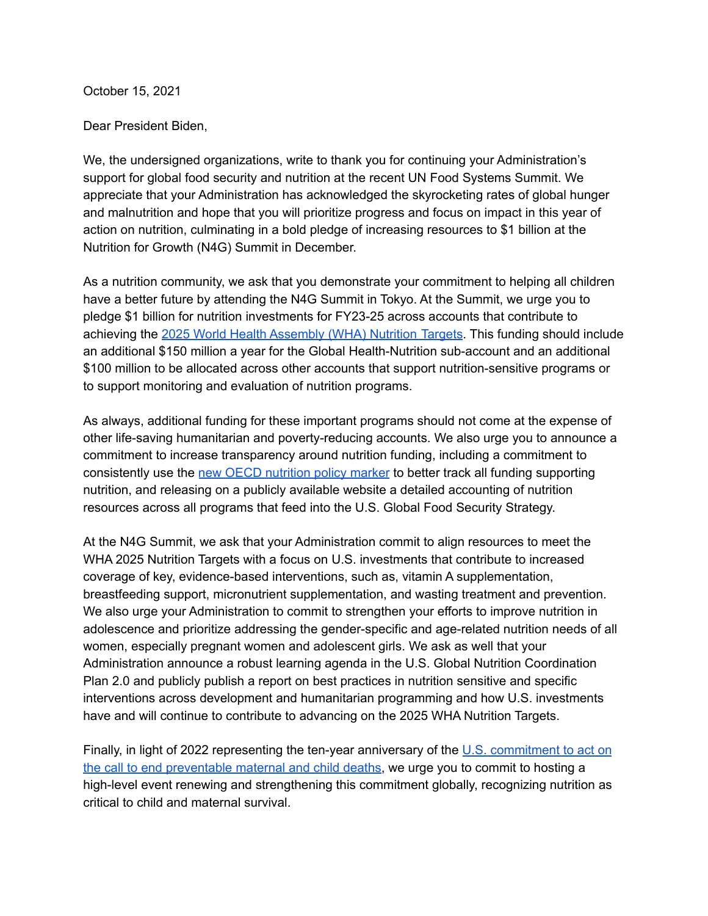October 15, 2021

Dear President Biden,

We, the undersigned organizations, write to thank you for continuing your Administration's support for global food security and nutrition at the recent UN Food Systems Summit. We appreciate that your Administration has acknowledged the skyrocketing rates of global hunger and malnutrition and hope that you will prioritize progress and focus on impact in this year of action on nutrition, culminating in a bold pledge of increasing resources to $1 billion at the Nutrition for Growth (N4G) Summit in December.

As a nutrition community, we ask that you demonstrate your commitment to helping all children have a better future by attending the N4G Summit in Tokyo. At the Summit, we urge you to pledge $1 billion for nutrition investments for FY23-25 across accounts that contribute to achieving the 2025 World Health Assembly (WHA) Nutrition Targets. This funding should include an additional $150 million a year for the Global Health-Nutrition sub-account and an additional $100 million to be allocated across other accounts that support nutrition-sensitive programs or to support monitoring and evaluation of nutrition programs.

As always, additional funding for these important programs should not come at the expense of other life-saving humanitarian and poverty-reducing accounts. We also urge you to announce a commitment to increase transparency around nutrition funding, including a commitment to consistently use the new OECD nutrition policy marker to better track all funding supporting nutrition, and releasing on a publicly available website a detailed accounting of nutrition resources across all programs that feed into the U.S. Global Food Security Strategy.

At the N4G Summit, we ask that your Administration commit to align resources to meet the WHA 2025 Nutrition Targets with a focus on U.S. investments that contribute to increased coverage of key, evidence-based interventions, such as, vitamin A supplementation, breastfeeding support, micronutrient supplementation, and wasting treatment and prevention. We also urge your Administration to commit to strengthen your efforts to improve nutrition in adolescence and prioritize addressing the gender-specific and age-related nutrition needs of all women, especially pregnant women and adolescent girls. We ask as well that your Administration announce a robust learning agenda in the U.S. Global Nutrition Coordination Plan 2.0 and publicly publish a report on best practices in nutrition sensitive and specific interventions across development and humanitarian programming and how U.S. investments have and will continue to contribute to advancing on the 2025 WHA Nutrition Targets.

Finally, in light of 2022 representing the ten-year anniversary of the U.S. commitment to act on the call to end preventable maternal and child deaths, we urge you to commit to hosting a high-level event renewing and strengthening this commitment globally, recognizing nutrition as critical to child and maternal survival.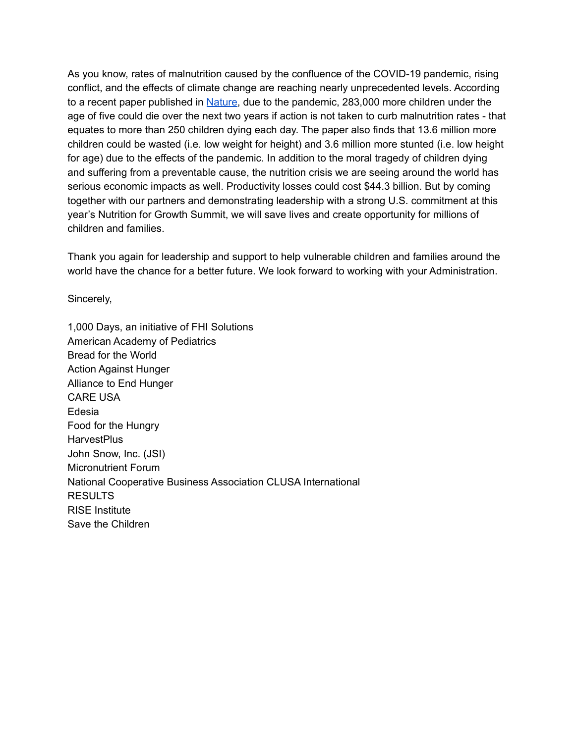As you know, rates of malnutrition caused by the confluence of the COVID-19 pandemic, rising conflict, and the effects of climate change are reaching nearly unprecedented levels. According to a recent paper published in [Nature](), due to the pandemic, 283,000 more children under the age of five could die over the next two years if action is not taken to curb malnutrition rates - that equates to more than 250 children dying each day. The paper also finds that 13.6 million more children could be wasted (i.e. low weight for height) and 3.6 million more stunted (i.e. low height for age) due to the effects of the pandemic. In addition to the moral tragedy of children dying and suffering from a preventable cause, the nutrition crisis we are seeing around the world has serious economic impacts as well. Productivity losses could cost $44.3 billion. But by coming together with our partners and demonstrating leadership with a strong U.S. commitment at this year's Nutrition for Growth Summit, we will save lives and create opportunity for millions of children and families.

Thank you again for leadership and support to help vulnerable children and families around the world have the chance for a better future. We look forward to working with your Administration.

Sincerely,

1,000 Days, an initiative of FHI Solutions
American Academy of Pediatrics
Bread for the World
Action Against Hunger
Alliance to End Hunger
CARE USA
Edesia
Food for the Hungry
HarvestPlus
John Snow, Inc. (JSI)
Micronutrient Forum
National Cooperative Business Association CLUSA International
RESULTS
RISE Institute
Save the Children